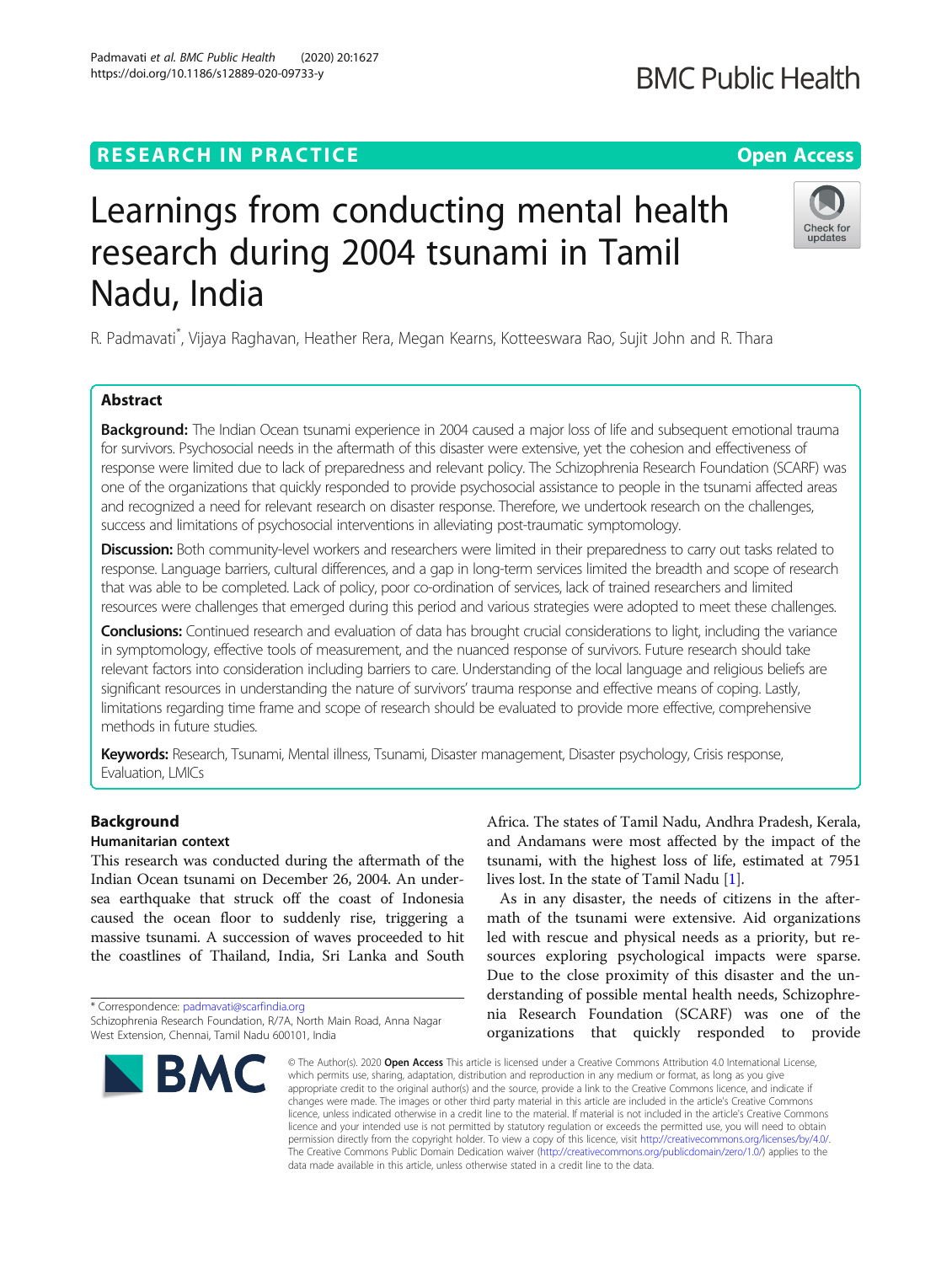RESEARCH IN PRACTICE

Open Access

# Learnings from conducting mental health research during 2004 tsunami in Tamil Nadu, India

R. Padmavati*, Vijaya Raghavan, Heather Rera, Megan Kearns, Kotteeswara Rao, Sujit John and R. Thara

## Abstract

**Background:** The Indian Ocean tsunami experience in 2004 caused a major loss of life and subsequent emotional trauma for survivors. Psychosocial needs in the aftermath of this disaster were extensive, yet the cohesion and effectiveness of response were limited due to lack of preparedness and relevant policy. The Schizophrenia Research Foundation (SCARF) was one of the organizations that quickly responded to provide psychosocial assistance to people in the tsunami affected areas and recognized a need for relevant research on disaster response. Therefore, we undertook research on the challenges, success and limitations of psychosocial interventions in alleviating post-traumatic symptomology.

**Discussion:** Both community-level workers and researchers were limited in their preparedness to carry out tasks related to response. Language barriers, cultural differences, and a gap in long-term services limited the breadth and scope of research that was able to be completed. Lack of policy, poor co-ordination of services, lack of trained researchers and limited resources were challenges that emerged during this period and various strategies were adopted to meet these challenges.

**Conclusions:** Continued research and evaluation of data has brought crucial considerations to light, including the variance in symptomology, effective tools of measurement, and the nuanced response of survivors. Future research should take relevant factors into consideration including barriers to care. Understanding of the local language and religious beliefs are significant resources in understanding the nature of survivors' trauma response and effective means of coping. Lastly, limitations regarding time frame and scope of research should be evaluated to provide more effective, comprehensive methods in future studies.

**Keywords:** Research, Tsunami, Mental illness, Tsunami, Disaster management, Disaster psychology, Crisis response, Evaluation, LMICs

## Background

### Humanitarian context

This research was conducted during the aftermath of the Indian Ocean tsunami on December 26, 2004. An undersea earthquake that struck off the coast of Indonesia caused the ocean floor to suddenly rise, triggering a massive tsunami. A succession of waves proceeded to hit the coastlines of Thailand, India, Sri Lanka and South Africa. The states of Tamil Nadu, Andhra Pradesh, Kerala, and Andamans were most affected by the impact of the tsunami, with the highest loss of life, estimated at 7951 lives lost. In the state of Tamil Nadu [1].

As in any disaster, the needs of citizens in the aftermath of the tsunami were extensive. Aid organizations led with rescue and physical needs as a priority, but resources exploring psychological impacts were sparse. Due to the close proximity of this disaster and the understanding of possible mental health needs, Schizophrenia Research Foundation (SCARF) was one of the organizations that quickly responded to provide

* Correspondence: padmavati@scarfindia.org
Schizophrenia Research Foundation, R/7A, North Main Road, Anna Nagar West Extension, Chennai, Tamil Nadu 600101, India

© The Author(s). 2020 **Open Access** This article is licensed under a Creative Commons Attribution 4.0 International License, which permits use, sharing, adaptation, distribution and reproduction in any medium or format, as long as you give appropriate credit to the original author(s) and the source, provide a link to the Creative Commons licence, and indicate if changes were made. The images or other third party material in this article are included in the article's Creative Commons licence, unless indicated otherwise in a credit line to the material. If material is not included in the article's Creative Commons licence and your intended use is not permitted by statutory regulation or exceeds the permitted use, you will need to obtain permission directly from the copyright holder. To view a copy of this licence, visit http://creativecommons.org/licenses/by/4.0/. The Creative Commons Public Domain Dedication waiver (http://creativecommons.org/publicdomain/zero/1.0/) applies to the data made available in this article, unless otherwise stated in a credit line to the data.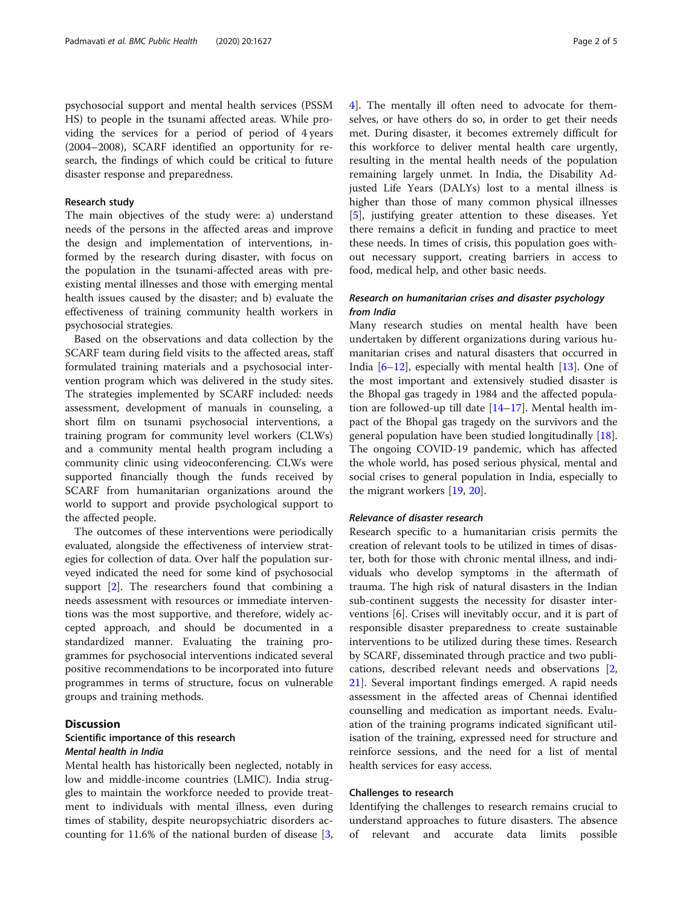psychosocial support and mental health services (PSSM HS) to people in the tsunami affected areas. While providing the services for a period of period of 4 years (2004–2008), SCARF identified an opportunity for research, the findings of which could be critical to future disaster response and preparedness.

### Research study

The main objectives of the study were: a) understand needs of the persons in the affected areas and improve the design and implementation of interventions, informed by the research during disaster, with focus on the population in the tsunami-affected areas with preexisting mental illnesses and those with emerging mental health issues caused by the disaster; and b) evaluate the effectiveness of training community health workers in psychosocial strategies.

Based on the observations and data collection by the SCARF team during field visits to the affected areas, staff formulated training materials and a psychosocial intervention program which was delivered in the study sites. The strategies implemented by SCARF included: needs assessment, development of manuals in counseling, a short film on tsunami psychosocial interventions, a training program for community level workers (CLWs) and a community mental health program including a community clinic using videoconferencing. CLWs were supported financially though the funds received by SCARF from humanitarian organizations around the world to support and provide psychological support to the affected people.

The outcomes of these interventions were periodically evaluated, alongside the effectiveness of interview strategies for collection of data. Over half the population surveyed indicated the need for some kind of psychosocial support [2]. The researchers found that combining a needs assessment with resources or immediate interventions was the most supportive, and therefore, widely accepted approach, and should be documented in a standardized manner. Evaluating the training programmes for psychosocial interventions indicated several positive recommendations to be incorporated into future programmes in terms of structure, focus on vulnerable groups and training methods.

## Discussion

### Scientific importance of this research

#### *Mental health in India*

Mental health has historically been neglected, notably in low and middle-income countries (LMIC). India struggles to maintain the workforce needed to provide treatment to individuals with mental illness, even during times of stability, despite neuropsychiatric disorders accounting for 11.6% of the national burden of disease [3, 4]. The mentally ill often need to advocate for themselves, or have others do so, in order to get their needs met. During disaster, it becomes extremely difficult for this workforce to deliver mental health care urgently, resulting in the mental health needs of the population remaining largely unmet. In India, the Disability Adjusted Life Years (DALYs) lost to a mental illness is higher than those of many common physical illnesses [5], justifying greater attention to these diseases. Yet there remains a deficit in funding and practice to meet these needs. In times of crisis, this population goes without necessary support, creating barriers in access to food, medical help, and other basic needs.

#### *Research on humanitarian crises and disaster psychology from India*

Many research studies on mental health have been undertaken by different organizations during various humanitarian crises and natural disasters that occurred in India [6–12], especially with mental health [13]. One of the most important and extensively studied disaster is the Bhopal gas tragedy in 1984 and the affected population are followed-up till date [14–17]. Mental health impact of the Bhopal gas tragedy on the survivors and the general population have been studied longitudinally [18]. The ongoing COVID-19 pandemic, which has affected the whole world, has posed serious physical, mental and social crises to general population in India, especially to the migrant workers [19, 20].

#### *Relevance of disaster research*

Research specific to a humanitarian crisis permits the creation of relevant tools to be utilized in times of disaster, both for those with chronic mental illness, and individuals who develop symptoms in the aftermath of trauma. The high risk of natural disasters in the Indian sub-continent suggests the necessity for disaster interventions [6]. Crises will inevitably occur, and it is part of responsible disaster preparedness to create sustainable interventions to be utilized during these times. Research by SCARF, disseminated through practice and two publications, described relevant needs and observations [2, 21]. Several important findings emerged. A rapid needs assessment in the affected areas of Chennai identified counselling and medication as important needs. Evaluation of the training programs indicated significant utilisation of the training, expressed need for structure and reinforce sessions, and the need for a list of mental health services for easy access.

### Challenges to research

Identifying the challenges to research remains crucial to understand approaches to future disasters. The absence of relevant and accurate data limits possible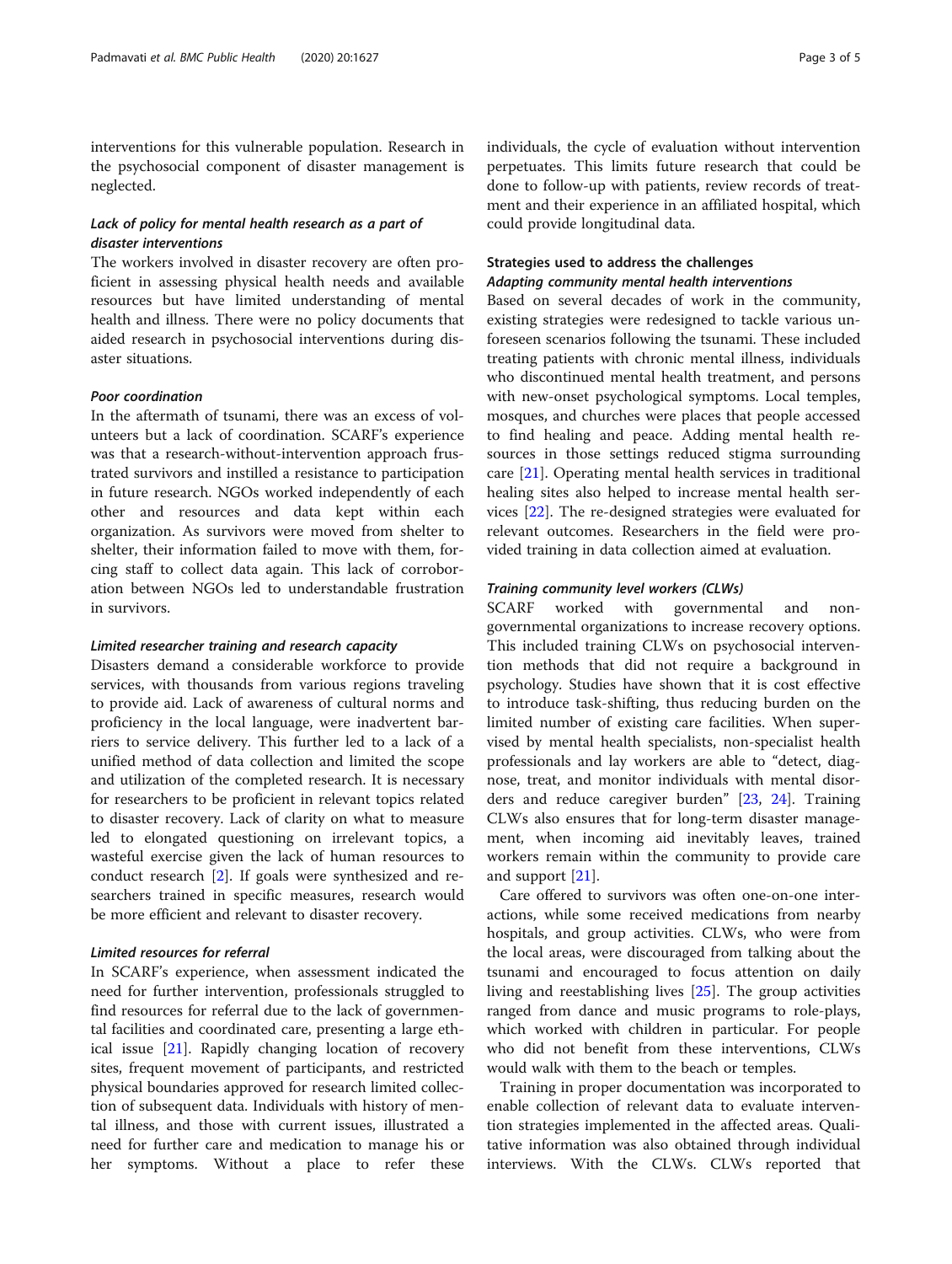interventions for this vulnerable population. Research in the psychosocial component of disaster management is neglected.

#### *Lack of policy for mental health research as a part of disaster interventions*

The workers involved in disaster recovery are often proficient in assessing physical health needs and available resources but have limited understanding of mental health and illness. There were no policy documents that aided research in psychosocial interventions during disaster situations.

#### *Poor coordination*

In the aftermath of tsunami, there was an excess of volunteers but a lack of coordination. SCARF's experience was that a research-without-intervention approach frustrated survivors and instilled a resistance to participation in future research. NGOs worked independently of each other and resources and data kept within each organization. As survivors were moved from shelter to shelter, their information failed to move with them, forcing staff to collect data again. This lack of corroboration between NGOs led to understandable frustration in survivors.

#### *Limited researcher training and research capacity*

Disasters demand a considerable workforce to provide services, with thousands from various regions traveling to provide aid. Lack of awareness of cultural norms and proficiency in the local language, were inadvertent barriers to service delivery. This further led to a lack of a unified method of data collection and limited the scope and utilization of the completed research. It is necessary for researchers to be proficient in relevant topics related to disaster recovery. Lack of clarity on what to measure led to elongated questioning on irrelevant topics, a wasteful exercise given the lack of human resources to conduct research [2]. If goals were synthesized and researchers trained in specific measures, research would be more efficient and relevant to disaster recovery.

#### *Limited resources for referral*

In SCARF's experience, when assessment indicated the need for further intervention, professionals struggled to find resources for referral due to the lack of governmental facilities and coordinated care, presenting a large ethical issue [21]. Rapidly changing location of recovery sites, frequent movement of participants, and restricted physical boundaries approved for research limited collection of subsequent data. Individuals with history of mental illness, and those with current issues, illustrated a need for further care and medication to manage his or her symptoms. Without a place to refer these individuals, the cycle of evaluation without intervention perpetuates. This limits future research that could be done to follow-up with patients, review records of treatment and their experience in an affiliated hospital, which could provide longitudinal data.

### Strategies used to address the challenges

#### *Adapting community mental health interventions*

Based on several decades of work in the community, existing strategies were redesigned to tackle various unforeseen scenarios following the tsunami. These included treating patients with chronic mental illness, individuals who discontinued mental health treatment, and persons with new-onset psychological symptoms. Local temples, mosques, and churches were places that people accessed to find healing and peace. Adding mental health resources in those settings reduced stigma surrounding care [21]. Operating mental health services in traditional healing sites also helped to increase mental health services [22]. The re-designed strategies were evaluated for relevant outcomes. Researchers in the field were provided training in data collection aimed at evaluation.

#### *Training community level workers (CLWs)*

SCARF worked with governmental and non-governmental organizations to increase recovery options. This included training CLWs on psychosocial intervention methods that did not require a background in psychology. Studies have shown that it is cost effective to introduce task-shifting, thus reducing burden on the limited number of existing care facilities. When supervised by mental health specialists, non-specialist health professionals and lay workers are able to "detect, diagnose, treat, and monitor individuals with mental disorders and reduce caregiver burden" [23, 24]. Training CLWs also ensures that for long-term disaster management, when incoming aid inevitably leaves, trained workers remain within the community to provide care and support [21].

Care offered to survivors was often one-on-one interactions, while some received medications from nearby hospitals, and group activities. CLWs, who were from the local areas, were discouraged from talking about the tsunami and encouraged to focus attention on daily living and reestablishing lives [25]. The group activities ranged from dance and music programs to role-plays, which worked with children in particular. For people who did not benefit from these interventions, CLWs would walk with them to the beach or temples.

Training in proper documentation was incorporated to enable collection of relevant data to evaluate intervention strategies implemented in the affected areas. Qualitative information was also obtained through individual interviews. With the CLWs. CLWs reported that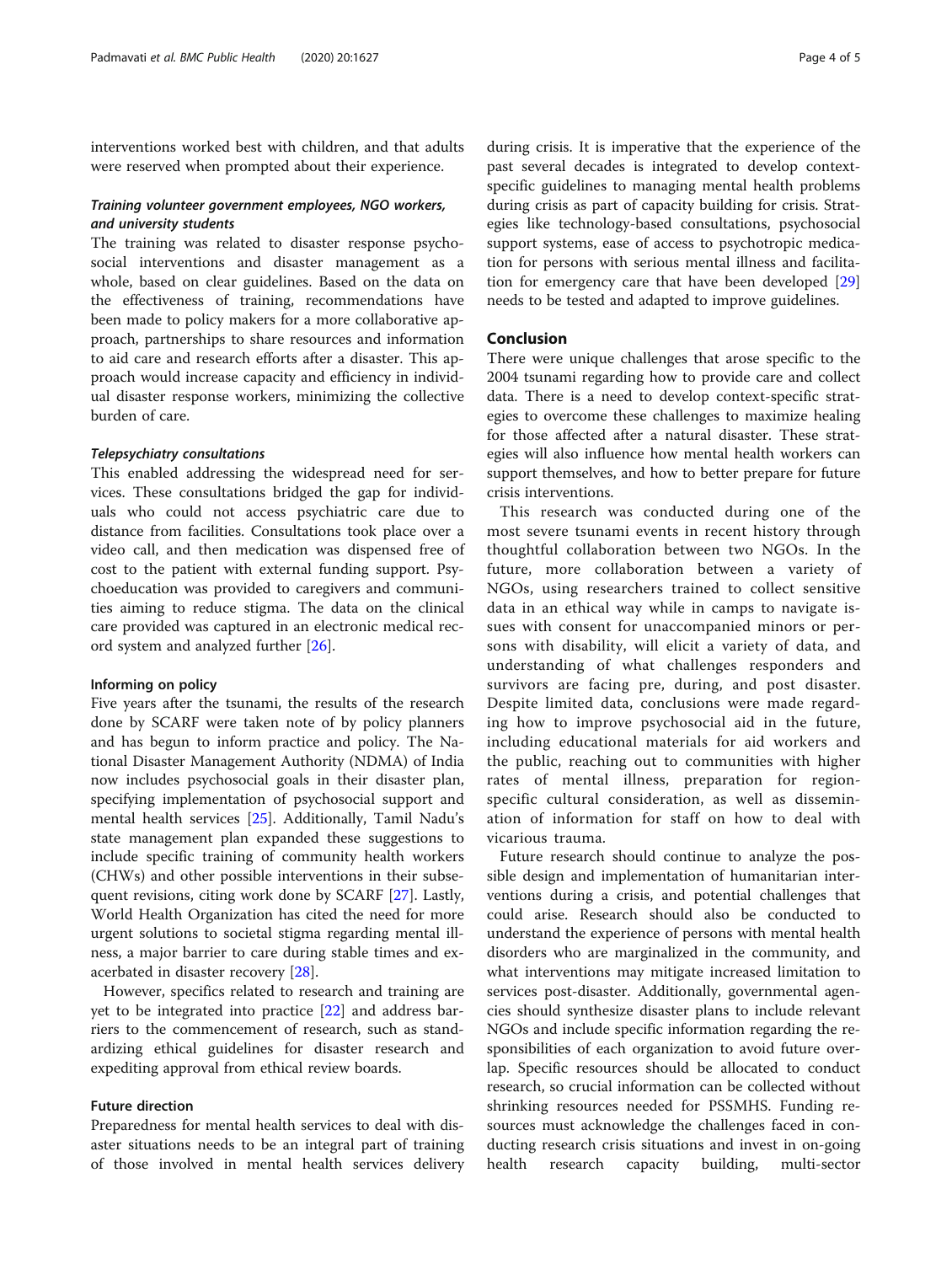interventions worked best with children, and that adults were reserved when prompted about their experience.

#### *Training volunteer government employees, NGO workers, and university students*

The training was related to disaster response psychosocial interventions and disaster management as a whole, based on clear guidelines. Based on the data on the effectiveness of training, recommendations have been made to policy makers for a more collaborative approach, partnerships to share resources and information to aid care and research efforts after a disaster. This approach would increase capacity and efficiency in individual disaster response workers, minimizing the collective burden of care.

#### *Telepsychiatry consultations*

This enabled addressing the widespread need for services. These consultations bridged the gap for individuals who could not access psychiatric care due to distance from facilities. Consultations took place over a video call, and then medication was dispensed free of cost to the patient with external funding support. Psychoeducation was provided to caregivers and communities aiming to reduce stigma. The data on the clinical care provided was captured in an electronic medical record system and analyzed further [26].

### Informing on policy

Five years after the tsunami, the results of the research done by SCARF were taken note of by policy planners and has begun to inform practice and policy. The National Disaster Management Authority (NDMA) of India now includes psychosocial goals in their disaster plan, specifying implementation of psychosocial support and mental health services [25]. Additionally, Tamil Nadu's state management plan expanded these suggestions to include specific training of community health workers (CHWs) and other possible interventions in their subsequent revisions, citing work done by SCARF [27]. Lastly, World Health Organization has cited the need for more urgent solutions to societal stigma regarding mental illness, a major barrier to care during stable times and exacerbated in disaster recovery [28].

However, specifics related to research and training are yet to be integrated into practice [22] and address barriers to the commencement of research, such as standardizing ethical guidelines for disaster research and expediting approval from ethical review boards.

### Future direction

Preparedness for mental health services to deal with disaster situations needs to be an integral part of training of those involved in mental health services delivery during crisis. It is imperative that the experience of the past several decades is integrated to develop context-specific guidelines to managing mental health problems during crisis as part of capacity building for crisis. Strategies like technology-based consultations, psychosocial support systems, ease of access to psychotropic medication for persons with serious mental illness and facilitation for emergency care that have been developed [29] needs to be tested and adapted to improve guidelines.

## Conclusion

There were unique challenges that arose specific to the 2004 tsunami regarding how to provide care and collect data. There is a need to develop context-specific strategies to overcome these challenges to maximize healing for those affected after a natural disaster. These strategies will also influence how mental health workers can support themselves, and how to better prepare for future crisis interventions.

This research was conducted during one of the most severe tsunami events in recent history through thoughtful collaboration between two NGOs. In the future, more collaboration between a variety of NGOs, using researchers trained to collect sensitive data in an ethical way while in camps to navigate issues with consent for unaccompanied minors or persons with disability, will elicit a variety of data, and understanding of what challenges responders and survivors are facing pre, during, and post disaster. Despite limited data, conclusions were made regarding how to improve psychosocial aid in the future, including educational materials for aid workers and the public, reaching out to communities with higher rates of mental illness, preparation for region-specific cultural consideration, as well as dissemination of information for staff on how to deal with vicarious trauma.

Future research should continue to analyze the possible design and implementation of humanitarian interventions during a crisis, and potential challenges that could arise. Research should also be conducted to understand the experience of persons with mental health disorders who are marginalized in the community, and what interventions may mitigate increased limitation to services post-disaster. Additionally, governmental agencies should synthesize disaster plans to include relevant NGOs and include specific information regarding the responsibilities of each organization to avoid future overlap. Specific resources should be allocated to conduct research, so crucial information can be collected without shrinking resources needed for PSSMHS. Funding resources must acknowledge the challenges faced in conducting research crisis situations and invest in on-going health research capacity building, multi-sector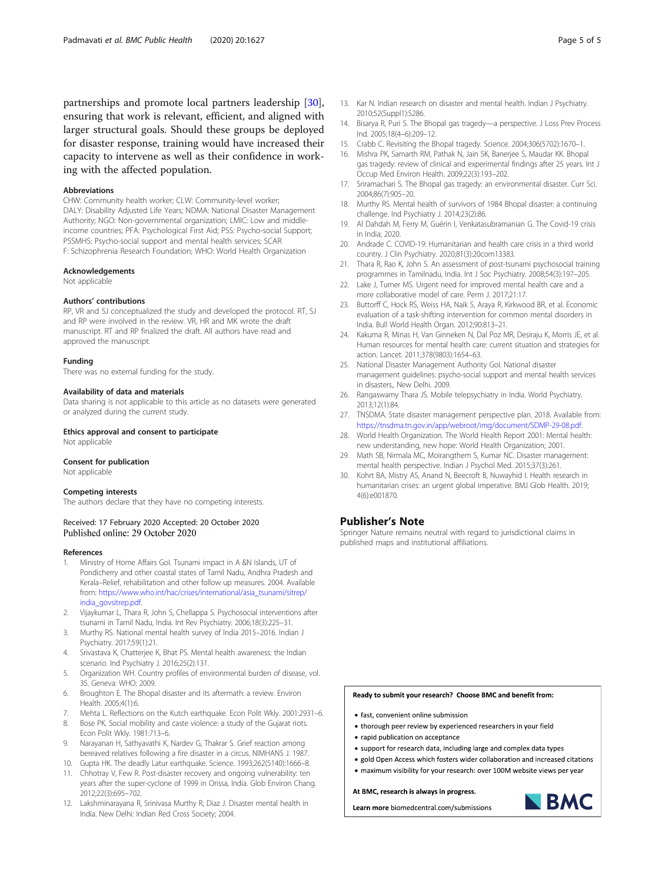partnerships and promote local partners leadership [30], ensuring that work is relevant, efficient, and aligned with larger structural goals. Should these groups be deployed for disaster response, training would have increased their capacity to intervene as well as their confidence in working with the affected population.

### Abbreviations

CHW: Community health worker; CLW: Community-level worker; DALY: Disability Adjusted Life Years; NDMA: National Disaster Management Authority; NGO: Non-governmental organization; LMIC: Low and middle-income countries; PFA: Psychological First Aid; PSS: Psycho-social Support; PSSMHS: Psycho-social support and mental health services; SCAR F: Schizophrenia Research Foundation; WHO: World Health Organization

### Acknowledgements

Not applicable

### Authors' contributions

RP, VR and SJ conceptualized the study and developed the protocol. RT, SJ and RP were involved in the review. VR, HR and MK wrote the draft manuscript. RT and RP finalized the draft. All authors have read and approved the manuscript.

### Funding

There was no external funding for the study.

### Availability of data and materials

Data sharing is not applicable to this article as no datasets were generated or analyzed during the current study.

### Ethics approval and consent to participate

Not applicable

### Consent for publication

Not applicable

### Competing interests

The authors declare that they have no competing interests.

Received: 17 February 2020 Accepted: 20 October 2020
Published online: 29 October 2020

### References

1. Ministry of Home Affairs GoI. Tsunami impact in A &N Islands, UT of Pondicherry and other coastal states of Tamil Nadu, Andhra Pradesh and Kerala–Relief, rehabilitation and other follow up measures. 2004. Available from: https://www.who.int/hac/crises/international/asia_tsunami/sitrep/india_govsitrep.pdf.
2. Vijaykumar L, Thara R, John S, Chellappa S. Psychosocial interventions after tsunami in Tamil Nadu, India. Int Rev Psychiatry. 2006;18(3):225–31.
3. Murthy RS. National mental health survey of India 2015–2016. Indian J Psychiatry. 2017;59(1):21.
4. Srivastava K, Chatterjee K, Bhat PS. Mental health awareness: the Indian scenario. Ind Psychiatry J. 2016;25(2):131.
5. Organization WH. Country profiles of environmental burden of disease, vol. 35. Geneva: WHO; 2009.
6. Broughton E. The Bhopal disaster and its aftermath: a review. Environ Health. 2005;4(1):6.
7. Mehta L. Reflections on the Kutch earthquake. Econ Polit Wkly. 2001:2931–6.
8. Bose PK. Social mobility and caste violence: a study of the Gujarat riots. Econ Polit Wkly. 1981:713–6.
9. Narayanan H, Sathyavathi K, Nardev G, Thakrar S. Grief reaction among bereaved relatives following a fire disaster in a circus. NIMHANS J. 1987.
10. Gupta HK. The deadly Latur earthquake. Science. 1993;262(5140):1666–8.
11. Chhotray V, Few R. Post-disaster recovery and ongoing vulnerability: ten years after the super-cyclone of 1999 in Orissa, India. Glob Environ Chang. 2012;22(3):695–702.
12. Lakshminarayana R, Srinivasa Murthy R, Diaz J. Disaster mental health in India. New Delhi: Indian Red Cross Society; 2004.
13. Kar N. Indian research on disaster and mental health. Indian J Psychiatry. 2010;52(Suppl1):S286.
14. Bisarya R, Puri S. The Bhopal gas tragedy—a perspective. J Loss Prev Process Ind. 2005;18(4–6):209–12.
15. Crabb C. Revisiting the Bhopal tragedy. Science. 2004;306(5702):1670–1.
16. Mishra PK, Samarth RM, Pathak N, Jain SK, Banerjee S, Maudar KK. Bhopal gas tragedy: review of clinical and experimental findings after 25 years. Int J Occup Med Environ Health. 2009;22(3):193–202.
17. Sriramachari S. The Bhopal gas tragedy: an environmental disaster. Curr Sci. 2004;86(7):905–20.
18. Murthy RS. Mental health of survivors of 1984 Bhopal disaster: a continuing challenge. Ind Psychiatry J. 2014;23(2):86.
19. Al Dahdah M, Ferry M, Guérin I, Venkatasubramanian G. The Covid-19 crisis in India; 2020.
20. Andrade C. COVID-19: Humanitarian and health care crisis in a third world country. J Clin Psychiatry. 2020;81(3):20com13383.
21. Thara R, Rao K, John S. An assessment of post-tsunami psychosocial training programmes in Tamilnadu, India. Int J Soc Psychiatry. 2008;54(3):197–205.
22. Lake J, Turner MS. Urgent need for improved mental health care and a more collaborative model of care. Perm J. 2017;21:17.
23. Buttorff C, Hock RS, Weiss HA, Naik S, Araya R, Kirkwood BR, et al. Economic evaluation of a task-shifting intervention for common mental disorders in India. Bull World Health Organ. 2012;90:813–21.
24. Kakuma R, Minas H, Van Ginneken N, Dal Poz MR, Desiraju K, Morris JE, et al. Human resources for mental health care: current situation and strategies for action. Lancet. 2011;378(9803):1654–63.
25. National Disaster Management Authority GoI. National disaster management guidelines: psycho-social support and mental health services in disasters,. New Delhi. 2009.
26. Rangaswamy Thara JS. Mobile telepsychiatry in India. World Psychiatry. 2013;12(1):84.
27. TNSDMA. State disaster management perspective plan. 2018. Available from: https://tnsdma.tn.gov.in/app/webroot/img/document/SDMP-29-08.pdf.
28. World Health Organization. The World Health Report 2001: Mental health: new understanding, new hope: World Health Organization; 2001.
29. Math SB, Nirmala MC, Moirangthem S, Kumar NC. Disaster management: mental health perspective. Indian J Psychol Med. 2015;37(3):261.
30. Kohrt BA, Mistry AS, Anand N, Beecroft B, Nuwayhid I. Health research in humanitarian crises: an urgent global imperative. BMJ Glob Health. 2019;4(6):e001870.

## Publisher's Note

Springer Nature remains neutral with regard to jurisdictional claims in published maps and institutional affiliations.

**Ready to submit your research? Choose BMC and benefit from:**

- fast, convenient online submission
- thorough peer review by experienced researchers in your field
- rapid publication on acceptance
- support for research data, including large and complex data types
- gold Open Access which fosters wider collaboration and increased citations
- maximum visibility for your research: over 100M website views per year

**At BMC, research is always in progress.**

**Learn more** biomedcentral.com/submissions

BMC